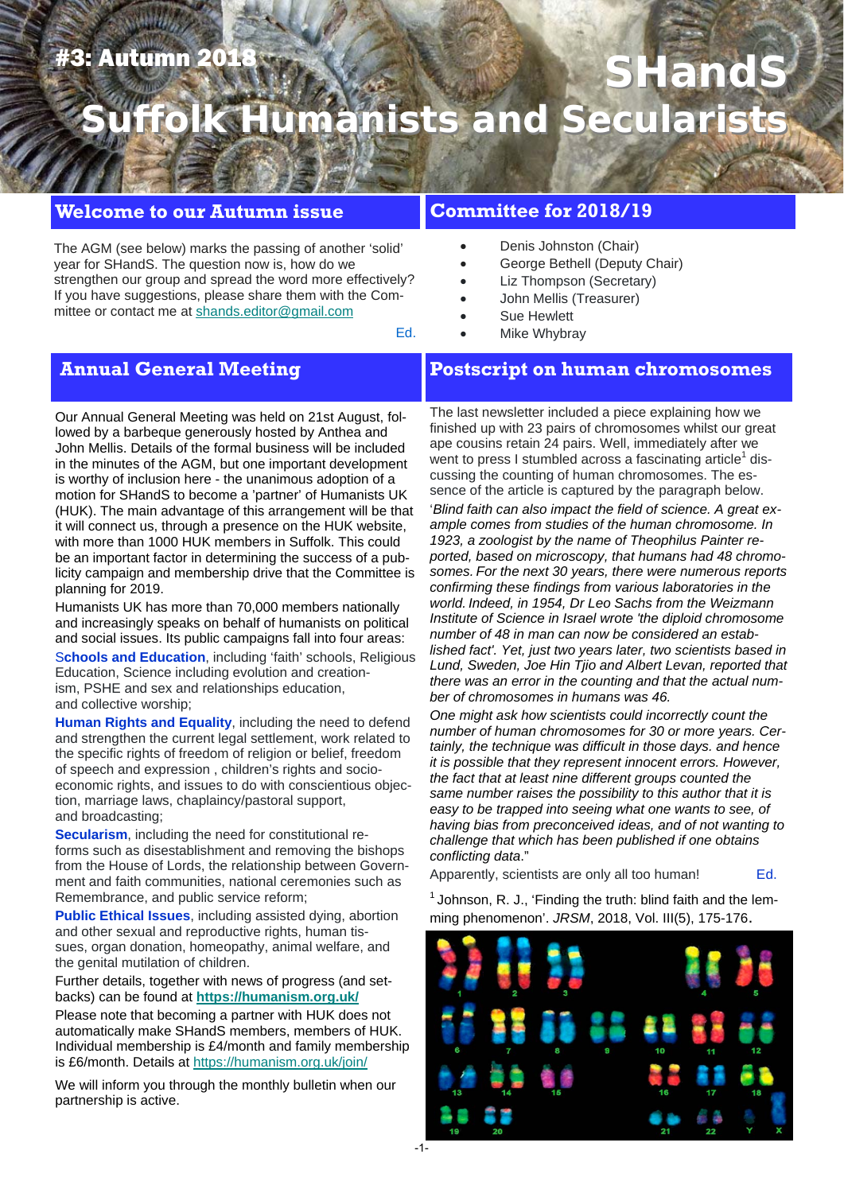#3: Autumn 2018

# SHandS Suffolk Humanists and Secularists

## Welcome to our Autumn issue

The AGM (see below) marks the passing of another 'solid' year for SHandS. The question now is, how do we strengthen our group and spread the word more effectively? If you have suggestions, please share them with the Committee or contact me at shands.editor@gmail.com

Ed.

## Committee for 2018/19

- Denis Johnston (Chair)
- George Bethell (Deputy Chair)
- Liz Thompson (Secretary)
- John Mellis (Treasurer)
- Sue Hewlett
- Mike Whybray

## Annual General Meeting

Our Annual General Meeting was held on 21st August, followed by a barbeque generously hosted by Anthea and John Mellis. Details of the formal business will be included in the minutes of the AGM, but one important development is worthy of inclusion here - the unanimous adoption of a motion for SHandS to become a 'partner' of Humanists UK (HUK). The main advantage of this arrangement will be that it will connect us, through a presence on the HUK website, with more than 1000 HUK members in Suffolk. This could be an important factor in determining the success of a publicity campaign and membership drive that the Committee is planning for 2019.

Humanists UK has more than 70,000 members nationally and increasingly speaks on behalf of humanists on political and social issues. Its public campaigns fall into four areas:

**Schools and Education**, including 'faith' schools, Religious Education, Science including evolution and creationism, PSHE and sex and relationships education, and collective worship;

**Human Rights and Equality**, including the need to defend and strengthen the current legal settlement, work related to the specific rights of freedom of religion or belief, freedom of speech and expression , children's rights and socio-economic rights, and issues to do with conscientious objection, marriage laws, chaplaincy/pastoral support, and broadcasting;

**Secularism**, including the need for constitutional reforms such as disestablishment and removing the bishops from the House of Lords, the relationship between Government and faith communities, national ceremonies such as Remembrance, and public service reform;

**Public Ethical Issues**, including assisted dying, abortion and other sexual and reproductive rights, human tissues, organ donation, homeopathy, animal welfare, and the genital mutilation of children.

Further details, including news of progress (and setbacks) can be found at **https://humanism.org.uk/**

Please note that becoming a partner with HUK does not automatically make SHandS members, members of HUK. Individual membership is £4/month and family membership is £6/month. Details at https://humanism.org.uk/join/

We will inform you through the monthly bulletin when our partnership is active.

## Postscript on human chromosomes

The last newsletter included a piece explaining how we finished up with 23 pairs of chromosomes whilst our great ape cousins retain 24 pairs. Well, immediately after we went to press I stumbled across a fascinating article[1] discussing the counting of human chromosomes. The essence of the article is captured by the paragraph below.

'*Blind faith can also impact the field of science. A great example comes from studies of the human chromosome. In 1923, a zoologist by the name of Theophilus Painter reported, based on microscopy, that humans had 48 chromosomes. For the next 30 years, there were numerous reports confirming these findings from various laboratories in the world. Indeed, in 1954, Dr Leo Sachs from the Weizmann Institute of Science in Israel wrote 'the diploid chromosome number of 48 in man can now be considered an established fact'. Yet, just two years later, two scientists based in Lund, Sweden, Joe Hin Tjio and Albert Levan, reported that there was an error in the counting and that the actual number of chromosomes in humans was 46.*

*One might ask how scientists could incorrectly count the number of human chromosomes for 30 or more years. Certainly, the technique was difficult in those days. and hence it is possible that they represent innocent errors. However, the fact that at least nine different groups counted the same number raises the possibility to this author that it is easy to be trapped into seeing what one wants to see, of having bias from preconceived ideas, and of not wanting to challenge that which has been published if one obtains conflicting data.*"

Apparently, scientists are only all too human!

Ed.

[1] Johnson, R. J., 'Finding the truth: blind faith and the lemming phenomenon'. *JRSM*, 2018, Vol. III(5), 175-176.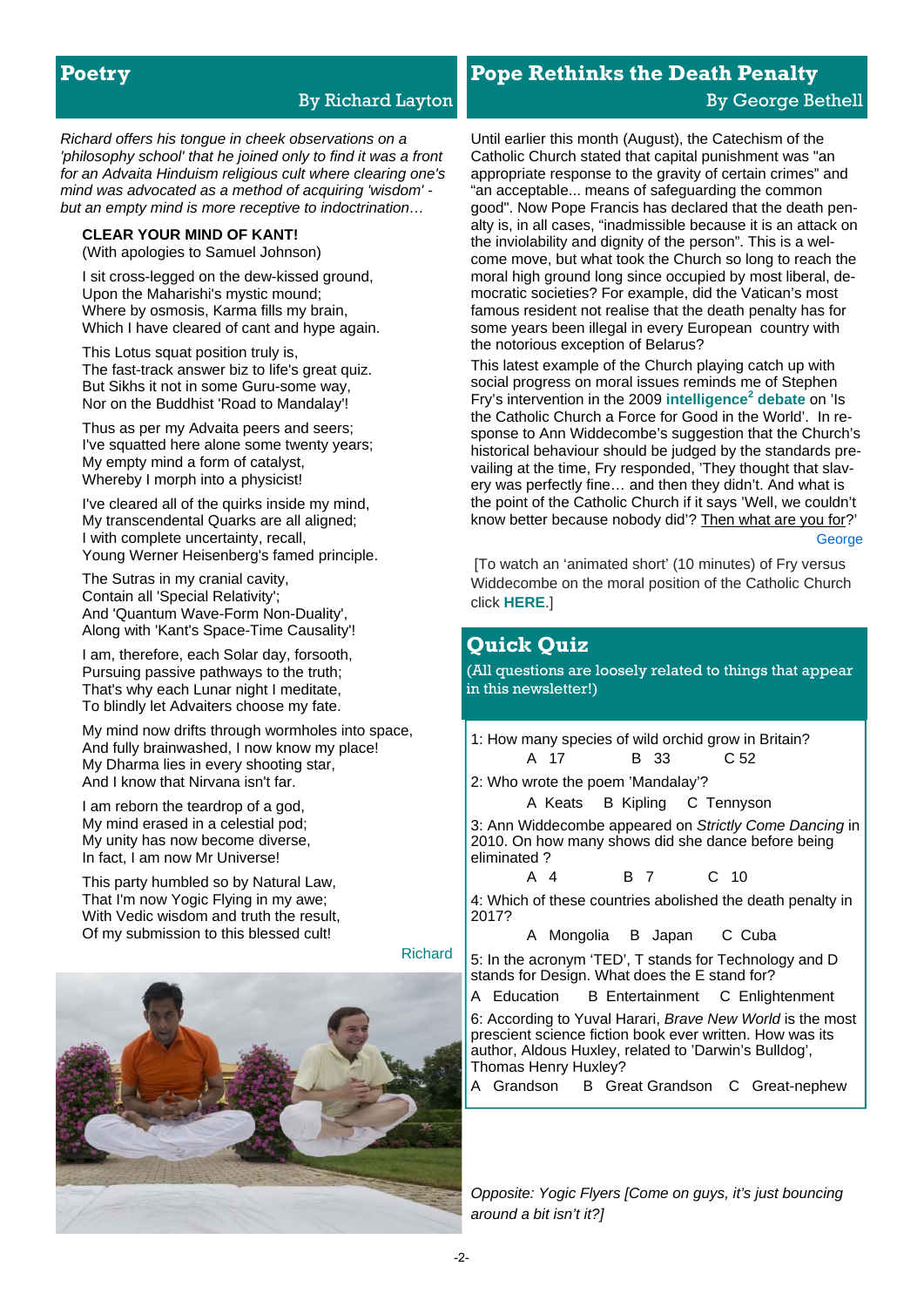## Poetry

By Richard Layton

*Richard offers his tongue in cheek observations on a 'philosophy school' that he joined only to find it was a front for an Advaita Hinduism religious cult where clearing one's mind was advocated as a method of acquiring 'wisdom' - but an empty mind is more receptive to indoctrination…*

**CLEAR YOUR MIND OF KANT!**
(With apologies to Samuel Johnson)

I sit cross-legged on the dew-kissed ground,
Upon the Maharishi's mystic mound;
Where by osmosis, Karma fills my brain,
Which I have cleared of cant and hype again.

This Lotus squat position truly is,
The fast-track answer biz to life's great quiz.
But Sikhs it not in some Guru-some way,
Nor on the Buddhist 'Road to Mandalay'!

Thus as per my Advaita peers and seers;
I've squatted here alone some twenty years;
My empty mind a form of catalyst,
Whereby I morph into a physicist!

I've cleared all of the quirks inside my mind,
My transcendental Quarks are all aligned;
I with complete uncertainty, recall,
Young Werner Heisenberg's famed principle.

The Sutras in my cranial cavity,
Contain all 'Special Relativity';
And 'Quantum Wave-Form Non-Duality',
Along with 'Kant's Space-Time Causality'!

I am, therefore, each Solar day, forsooth,
Pursuing passive pathways to the truth;
That's why each Lunar night I meditate,
To blindly let Advaiters choose my fate.

My mind now drifts through wormholes into space,
And fully brainwashed, I now know my place!
My Dharma lies in every shooting star,
And I know that Nirvana isn't far.

I am reborn the teardrop of a god,
My mind erased in a celestial pod;
My unity has now become diverse,
In fact, I am now Mr Universe!

This party humbled so by Natural Law,
That I'm now Yogic Flying in my awe;
With Vedic wisdom and truth the result,
Of my submission to this blessed cult!

Richard

*Opposite: Yogic Flyers [Come on guys, it's just bouncing around a bit isn't it?]*

## Pope Rethinks the Death Penalty

By George Bethell

Until earlier this month (August), the Catechism of the Catholic Church stated that capital punishment was "an appropriate response to the gravity of certain crimes" and "an acceptable... means of safeguarding the common good". Now Pope Francis has declared that the death penalty is, in all cases, "inadmissible because it is an attack on the inviolability and dignity of the person". This is a welcome move, but what took the Church so long to reach the moral high ground long since occupied by most liberal, democratic societies? For example, did the Vatican's most famous resident not realise that the death penalty has for some years been illegal in every European country with the notorious exception of Belarus?

This latest example of the Church playing catch up with social progress on moral issues reminds me of Stephen Fry's intervention in the 2009 **intelligence² debate** on 'Is the Catholic Church a Force for Good in the World'. In response to Ann Widdecombe's suggestion that the Church's historical behaviour should be judged by the standards prevailing at the time, Fry responded, 'They thought that slavery was perfectly fine… and then they didn't. And what is the point of the Catholic Church if it says 'Well, we couldn't know better because nobody did'? Then what are you for?'

George

[To watch an 'animated short' (10 minutes) of Fry versus Widdecombe on the moral position of the Catholic Church click **HERE**.]

## Quick Quiz

(All questions are loosely related to things that appear in this newsletter!)

1: How many species of wild orchid grow in Britain?
A 17 B 33 C 52

2: Who wrote the poem 'Mandalay'?
A Keats B Kipling C Tennyson

3: Ann Widdecombe appeared on *Strictly Come Dancing* in 2010. On how many shows did she dance before being eliminated ?
A 4 B 7 C 10

4: Which of these countries abolished the death penalty in 2017?
A Mongolia B Japan C Cuba

5: In the acronym 'TED', T stands for Technology and D stands for Design. What does the E stand for?
A Education B Entertainment C Enlightenment

6: According to Yuval Harari, *Brave New World* is the most prescient science fiction book ever written. How was its author, Aldous Huxley, related to 'Darwin's Bulldog', Thomas Henry Huxley?
A Grandson B Great Grandson C Great-nephew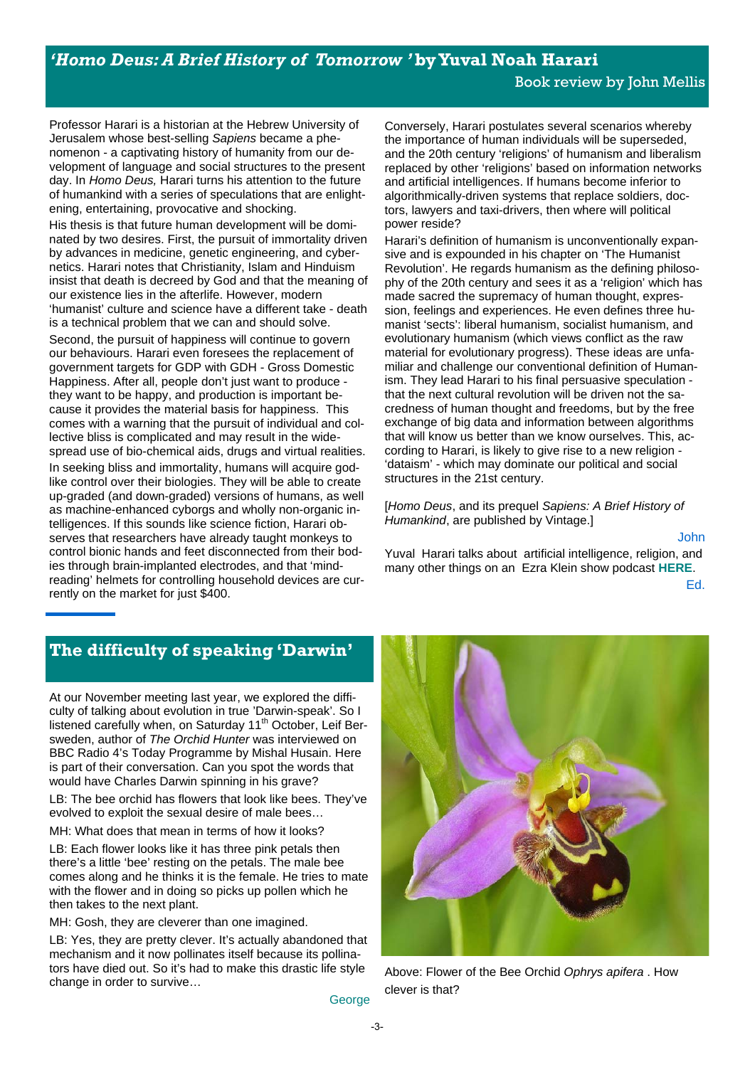## *'Homo Deus: A Brief History of Tomorrow'* by Yuval Noah Harari

Book review by John Mellis

Professor Harari is a historian at the Hebrew University of Jerusalem whose best-selling *Sapiens* became a phenomenon - a captivating history of humanity from our development of language and social structures to the present day. In *Homo Deus,* Harari turns his attention to the future of humankind with a series of speculations that are enlightening, entertaining, provocative and shocking.

His thesis is that future human development will be dominated by two desires. First, the pursuit of immortality driven by advances in medicine, genetic engineering, and cybernetics. Harari notes that Christianity, Islam and Hinduism insist that death is decreed by God and that the meaning of our existence lies in the afterlife. However, modern 'humanist' culture and science have a different take - death is a technical problem that we can and should solve.

Second, the pursuit of happiness will continue to govern our behaviours. Harari even foresees the replacement of government targets for GDP with GDH - Gross Domestic Happiness. After all, people don't just want to produce - they want to be happy, and production is important because it provides the material basis for happiness. This comes with a warning that the pursuit of individual and collective bliss is complicated and may result in the widespread use of bio-chemical aids, drugs and virtual realities.

In seeking bliss and immortality, humans will acquire god-like control over their biologies. They will be able to create up-graded (and down-graded) versions of humans, as well as machine-enhanced cyborgs and wholly non-organic intelligences. If this sounds like science fiction, Harari observes that researchers have already taught monkeys to control bionic hands and feet disconnected from their bodies through brain-implanted electrodes, and that 'mind-reading' helmets for controlling household devices are currently on the market for just $400.

Conversely, Harari postulates several scenarios whereby the importance of human individuals will be superseded, and the 20th century 'religions' of humanism and liberalism replaced by other 'religions' based on information networks and artificial intelligences. If humans become inferior to algorithmically-driven systems that replace soldiers, doctors, lawyers and taxi-drivers, then where will political power reside?

Harari's definition of humanism is unconventionally expansive and is expounded in his chapter on 'The Humanist Revolution'. He regards humanism as the defining philosophy of the 20th century and sees it as a 'religion' which has made sacred the supremacy of human thought, expression, feelings and experiences. He even defines three humanist 'sects': liberal humanism, socialist humanism, and evolutionary humanism (which views conflict as the raw material for evolutionary progress). These ideas are unfamiliar and challenge our conventional definition of Humanism. They lead Harari to his final persuasive speculation - that the next cultural revolution will be driven not the sacredness of human thought and freedoms, but by the free exchange of big data and information between algorithms that will know us better than we know ourselves. This, according to Harari, is likely to give rise to a new religion - 'dataism' - which may dominate our political and social structures in the 21st century.

[*Homo Deus*, and its prequel *Sapiens: A Brief History of Humankind*, are published by Vintage.]

John

Yuval Harari talks about artificial intelligence, religion, and many other things on an Ezra Klein show podcast **HERE**.

Ed.

## The difficulty of speaking 'Darwin'

At our November meeting last year, we explored the difficulty of talking about evolution in true 'Darwin-speak'. So I listened carefully when, on Saturday 11th October, Leif Bersweden, author of *The Orchid Hunter* was interviewed on BBC Radio 4's Today Programme by Mishal Husain. Here is part of their conversation. Can you spot the words that would have Charles Darwin spinning in his grave?

LB: The bee orchid has flowers that look like bees. They've evolved to exploit the sexual desire of male bees…

MH: What does that mean in terms of how it looks?

LB: Each flower looks like it has three pink petals then there's a little 'bee' resting on the petals. The male bee comes along and he thinks it is the female. He tries to mate with the flower and in doing so picks up pollen which he then takes to the next plant.

MH: Gosh, they are cleverer than one imagined.

LB: Yes, they are pretty clever. It's actually abandoned that mechanism and it now pollinates itself because its pollinators have died out. So it's had to make this drastic life style change in order to survive…

George

Above: Flower of the Bee Orchid *Ophrys apifera* . How clever is that?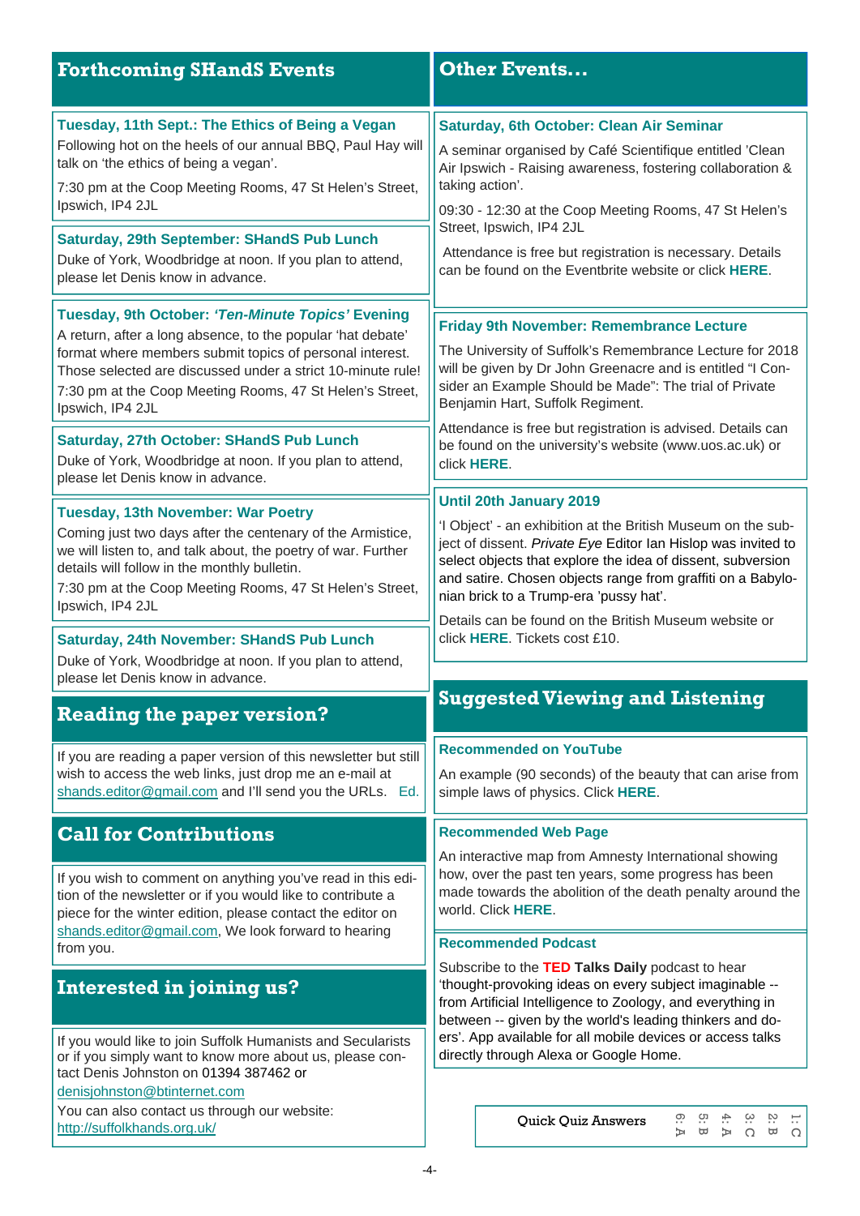## Forthcoming SHandS Events

### Tuesday, 11th Sept.: The Ethics of Being a Vegan

Following hot on the heels of our annual BBQ, Paul Hay will talk on 'the ethics of being a vegan'.

7:30 pm at the Coop Meeting Rooms, 47 St Helen's Street, Ipswich, IP4 2JL

### Saturday, 29th September: SHandS Pub Lunch

Duke of York, Woodbridge at noon. If you plan to attend, please let Denis know in advance.

### Tuesday, 9th October: *'Ten-Minute Topics'* Evening

A return, after a long absence, to the popular 'hat debate' format where members submit topics of personal interest. Those selected are discussed under a strict 10-minute rule!

7:30 pm at the Coop Meeting Rooms, 47 St Helen's Street, Ipswich, IP4 2JL

### Saturday, 27th October: SHandS Pub Lunch

Duke of York, Woodbridge at noon. If you plan to attend, please let Denis know in advance.

### Tuesday, 13th November: War Poetry

Coming just two days after the centenary of the Armistice, we will listen to, and talk about, the poetry of war. Further details will follow in the monthly bulletin.

7:30 pm at the Coop Meeting Rooms, 47 St Helen's Street, Ipswich, IP4 2JL

### Saturday, 24th November: SHandS Pub Lunch

Duke of York, Woodbridge at noon. If you plan to attend, please let Denis know in advance.

## Reading the paper version?

If you are reading a paper version of this newsletter but still wish to access the web links, just drop me an e-mail at shands.editor@gmail.com and I'll send you the URLs. Ed.

## Call for Contributions

If you wish to comment on anything you've read in this edition of the newsletter or if you would like to contribute a piece for the winter edition, please contact the editor on shands.editor@gmail.com, We look forward to hearing from you.

## Interested in joining us?

If you would like to join Suffolk Humanists and Secularists or if you simply want to know more about us, please contact Denis Johnston on 01394 387462 or denisjohnston@btinternet.com

You can also contact us through our website: http://suffolkhands.org.uk/

## Other Events...

### Saturday, 6th October: Clean Air Seminar

A seminar organised by Café Scientifique entitled 'Clean Air Ipswich - Raising awareness, fostering collaboration & taking action'.

09:30 - 12:30 at the Coop Meeting Rooms, 47 St Helen's Street, Ipswich, IP4 2JL

Attendance is free but registration is necessary. Details can be found on the Eventbrite website or click **HERE**.

### Friday 9th November: Remembrance Lecture

The University of Suffolk's Remembrance Lecture for 2018 will be given by Dr John Greenacre and is entitled "I Consider an Example Should be Made": The trial of Private Benjamin Hart, Suffolk Regiment.

Attendance is free but registration is advised. Details can be found on the university's website (www.uos.ac.uk) or click **HERE**.

### Until 20th January 2019

'I Object' - an exhibition at the British Museum on the subject of dissent. *Private Eye* Editor Ian Hislop was invited to select objects that explore the idea of dissent, subversion and satire. Chosen objects range from graffiti on a Babylonian brick to a Trump-era 'pussy hat'.

Details can be found on the British Museum website or click **HERE**. Tickets cost £10.

## Suggested Viewing and Listening

### Recommended on YouTube

An example (90 seconds) of the beauty that can arise from simple laws of physics. Click **HERE**.

### Recommended Web Page

An interactive map from Amnesty International showing how, over the past ten years, some progress has been made towards the abolition of the death penalty around the world. Click **HERE**.

### Recommended Podcast

Subscribe to the **TED Talks Daily** podcast to hear 'thought-provoking ideas on every subject imaginable -- from Artificial Intelligence to Zoology, and everything in between -- given by the world's leading thinkers and doers'. App available for all mobile devices or access talks directly through Alexa or Google Home.

**Quick Quiz Answers**

1: C
2: B
3: C
4: A
5: B
6: A